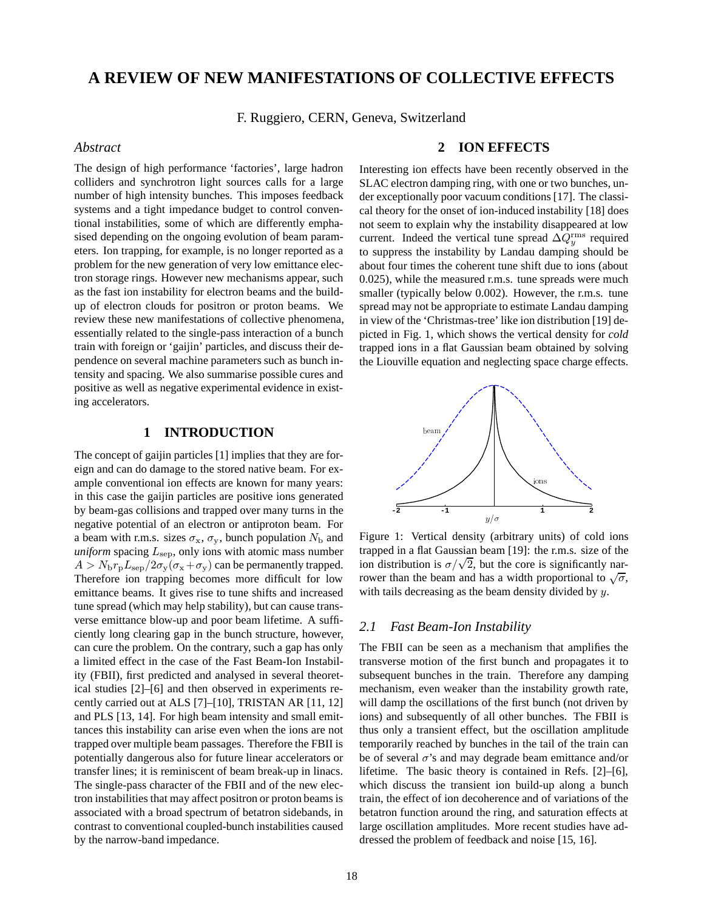# A REVIEW OF NEW MANIFESTATIONS OF COLLECTIVE EFFECTS

F. Ruggiero, CERN, Geneva, Switzerland

## *Abstract*

The design of high performance 'factories', large hadron colliders and synchrotron light sources calls for a large number of high intensity bunches. This imposes feedback systems and a tight impedance budget to control conventional instabilities, some of which are differently emphasised depending on the ongoing evolution of beam parameters. Ion trapping, for example, is no longer reported as a problem for the new generation of very low emittance electron storage rings. However new mechanisms appear, such as the fast ion instability for electron beams and the build-up of electron clouds for positron or proton beams. We review these new manifestations of collective phenomena, essentially related to the single-pass interaction of a bunch train with foreign or 'gaijin' particles, and discuss their dependence on several machine parameters such as bunch intensity and spacing. We also summarise possible cures and positive as well as negative experimental evidence in existing accelerators.

## 1 INTRODUCTION

The concept of gaijin particles [1] implies that they are foreign and can do damage to the stored native beam. For example conventional ion effects are known for many years: in this case the gaijin particles are positive ions generated by beam-gas collisions and trapped over many turns in the negative potential of an electron or antiproton beam. For a beam with r.m.s. sizes $\sigma_x$, $\sigma_y$, bunch population $N_b$ and *uniform* spacing $L_{sep}$, only ions with atomic mass number $A > N_b r_p L_{sep}/2\sigma_y(\sigma_x+\sigma_y)$ can be permanently trapped. Therefore ion trapping becomes more difficult for low emittance beams. It gives rise to tune shifts and increased tune spread (which may help stability), but can cause transverse emittance blow-up and poor beam lifetime. A sufficiently long clearing gap in the bunch structure, however, can cure the problem. On the contrary, such a gap has only a limited effect in the case of the Fast Beam-Ion Instability (FBII), first predicted and analysed in several theoretical studies [2]–[6] and then observed in experiments recently carried out at ALS [7]–[10], TRISTAN AR [11, 12] and PLS [13, 14]. For high beam intensity and small emittances this instability can arise even when the ions are not trapped over multiple beam passages. Therefore the FBII is potentially dangerous also for future linear accelerators or transfer lines; it is reminiscent of beam break-up in linacs. The single-pass character of the FBII and of the new electron instabilities that may affect positron or proton beams is associated with a broad spectrum of betatron sidebands, in contrast to conventional coupled-bunch instabilities caused by the narrow-band impedance.

## 2 ION EFFECTS

Interesting ion effects have been recently observed in the SLAC electron damping ring, with one or two bunches, under exceptionally poor vacuum conditions [17]. The classical theory for the onset of ion-induced instability [18] does not seem to explain why the instability disappeared at low current. Indeed the vertical tune spread $\Delta Q_y^{rms}$ required to suppress the instability by Landau damping should be about four times the coherent tune shift due to ions (about 0.025), while the measured r.m.s. tune spreads were much smaller (typically below 0.002). However, the r.m.s. tune spread may not be appropriate to estimate Landau damping in view of the 'Christmas-tree' like ion distribution [19] depicted in Fig. 1, which shows the vertical density for *cold* trapped ions in a flat Gaussian beam obtained by solving the Liouville equation and neglecting space charge effects.

Figure 1: Vertical density (arbitrary units) of cold ions trapped in a flat Gaussian beam [19]: the r.m.s. size of the ion distribution is $\sigma/\sqrt{2}$, but the core is significantly narrower than the beam and has a width proportional to $\sqrt{\sigma}$, with tails decreasing as the beam density divided by $y$.

### *2.1 Fast Beam-Ion Instability*

The FBII can be seen as a mechanism that amplifies the transverse motion of the first bunch and propagates it to subsequent bunches in the train. Therefore any damping mechanism, even weaker than the instability growth rate, will damp the oscillations of the first bunch (not driven by ions) and subsequently of all other bunches. The FBII is thus only a transient effect, but the oscillation amplitude temporarily reached by bunches in the tail of the train can be of several $\sigma$'s and may degrade beam emittance and/or lifetime. The basic theory is contained in Refs. [2]–[6], which discuss the transient ion build-up along a bunch train, the effect of ion decoherence and of variations of the betatron function around the ring, and saturation effects at large oscillation amplitudes. More recent studies have addressed the problem of feedback and noise [15, 16].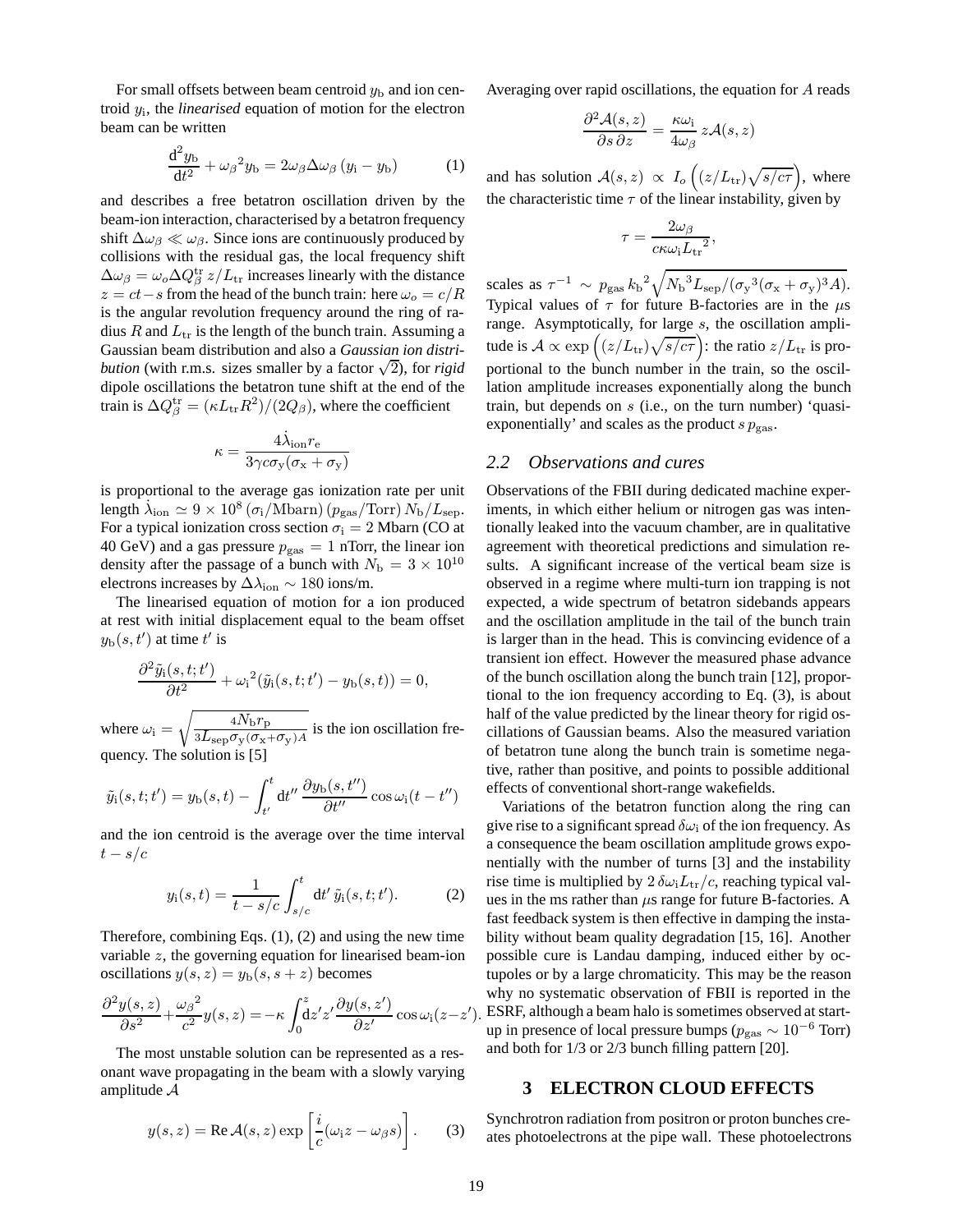For small offsets between beam centroid $y_\mathrm{b}$ and ion centroid $y_\mathrm{i}$, the *linearised* equation of motion for the electron beam can be written

$$\frac{\mathrm{d}^2 y_\mathrm{b}}{\mathrm{d}t^2} + {\omega_\beta}^2 y_\mathrm{b} = 2\omega_\beta \Delta\omega_\beta \,(y_\mathrm{i} - y_\mathrm{b}) \qquad (1)$$

and describes a free betatron oscillation driven by the beam-ion interaction, characterised by a betatron frequency shift $\Delta\omega_\beta \ll \omega_\beta$. Since ions are continuously produced by collisions with the residual gas, the local frequency shift $\Delta\omega_\beta = \omega_o \Delta Q_\beta^{\mathrm{tr}}\, z/L_{\mathrm{tr}}$ increases linearly with the distance $z = ct - s$ from the head of the bunch train: here $\omega_o = c/R$ is the angular revolution frequency around the ring of radius $R$ and $L_{\mathrm{tr}}$ is the length of the bunch train. Assuming a Gaussian beam distribution and also a *Gaussian ion distribution* (with r.m.s. sizes smaller by a factor $\sqrt{2}$), for *rigid* dipole oscillations the betatron tune shift at the end of the train is $\Delta Q_\beta^{\mathrm{tr}} = (\kappa L_{\mathrm{tr}} R^2)/(2Q_\beta)$, where the coefficient

$$\kappa = \frac{4\dot{\lambda}_{\mathrm{ion}} r_\mathrm{e}}{3\gamma c \sigma_\mathrm{y}(\sigma_\mathrm{x} + \sigma_\mathrm{y})}$$

is proportional to the average gas ionization rate per unit length $\dot{\lambda}_{\mathrm{ion}} \simeq 9 \times 10^8\,(\sigma_\mathrm{i}/\mathrm{Mbarn})\,(p_{\mathrm{gas}}/\mathrm{Torr})\,N_\mathrm{b}/L_{\mathrm{sep}}$. For a typical ionization cross section $\sigma_\mathrm{i} = 2$ Mbarn (CO at 40 GeV) and a gas pressure $p_{\mathrm{gas}} = 1$ nTorr, the linear ion density after the passage of a bunch with $N_\mathrm{b} = 3 \times 10^{10}$ electrons increases by $\Delta\lambda_{\mathrm{ion}} \sim 180$ ions/m.

The linearised equation of motion for a ion produced at rest with initial displacement equal to the beam offset $y_\mathrm{b}(s, t')$ at time $t'$ is

$$\frac{\partial^2 \tilde{y}_\mathrm{i}(s,t;t')}{\partial t^2} + {\omega_\mathrm{i}}^2(\tilde{y}_\mathrm{i}(s,t;t') - y_\mathrm{b}(s,t)) = 0,$$

where $\omega_\mathrm{i} = \sqrt{\frac{4N_\mathrm{b} r_\mathrm{p}}{3L_{\mathrm{sep}}\sigma_\mathrm{y}(\sigma_\mathrm{x}+\sigma_\mathrm{y})A}}$ is the ion oscillation frequency. The solution is [5]

$$\tilde{y}_\mathrm{i}(s,t;t') = y_\mathrm{b}(s,t) - \int_{t'}^{t} \mathrm{d}t''\, \frac{\partial y_\mathrm{b}(s,t'')}{\partial t''} \cos\omega_\mathrm{i}(t - t'')$$

and the ion centroid is the average over the time interval $t - s/c$

$$y_\mathrm{i}(s,t) = \frac{1}{t - s/c}\int_{s/c}^{t} \mathrm{d}t'\, \tilde{y}_\mathrm{i}(s,t;t'). \qquad (2)$$

Therefore, combining Eqs. (1), (2) and using the new time variable $z$, the governing equation for linearised beam-ion oscillations $y(s,z) = y_\mathrm{b}(s, s+z)$ becomes

$$\frac{\partial^2 y(s,z)}{\partial s^2} + \frac{{\omega_\beta}^2}{c^2} y(s,z) = -\kappa \int_0^z \mathrm{d}z'\, z' \frac{\partial y(s,z')}{\partial z'} \cos\omega_\mathrm{i}(z - z').$$

The most unstable solution can be represented as a resonant wave propagating in the beam with a slowly varying amplitude $\mathcal{A}$

$$y(s,z) = \mathrm{Re}\,\mathcal{A}(s,z) \exp\left[\frac{i}{c}(\omega_\mathrm{i} z - \omega_\beta s)\right]. \qquad (3)$$

Averaging over rapid oscillations, the equation for $A$ reads

$$\frac{\partial^2 \mathcal{A}(s,z)}{\partial s\, \partial z} = \frac{\kappa\omega_\mathrm{i}}{4\omega_\beta}\, z\mathcal{A}(s,z)$$

and has solution $\mathcal{A}(s,z) \propto I_o\left((z/L_{\mathrm{tr}})\sqrt{s/c\tau}\right)$, where the characteristic time $\tau$ of the linear instability, given by

$$\tau = \frac{2\omega_\beta}{c\kappa\omega_\mathrm{i} {L_{\mathrm{tr}}}^2},$$

scales as $\tau^{-1} \sim p_{\mathrm{gas}}\, {k_\mathrm{b}}^2 \sqrt{{N_\mathrm{b}}^3 L_{\mathrm{sep}}/({\sigma_\mathrm{y}}^3(\sigma_\mathrm{x} + \sigma_\mathrm{y})^3 A)}$. Typical values of $\tau$ for future B-factories are in the $\mu$s range. Asymptotically, for large $s$, the oscillation amplitude is $\mathcal{A} \propto \exp\left((z/L_{\mathrm{tr}})\sqrt{s/c\tau}\right)$: the ratio $z/L_{\mathrm{tr}}$ is proportional to the bunch number in the train, so the oscillation amplitude increases exponentially along the bunch train, but depends on $s$ (i.e., on the turn number) 'quasi-exponentially' and scales as the product $s\,p_{\mathrm{gas}}$.

### *2.2 Observations and cures*

Observations of the FBII during dedicated machine experiments, in which either helium or nitrogen gas was intentionally leaked into the vacuum chamber, are in qualitative agreement with theoretical predictions and simulation results. A significant increase of the vertical beam size is observed in a regime where multi-turn ion trapping is not expected, a wide spectrum of betatron sidebands appears and the oscillation amplitude in the tail of the bunch train is larger than in the head. This is convincing evidence of a transient ion effect. However the measured phase advance of the bunch oscillation along the bunch train [12], proportional to the ion frequency according to Eq. (3), is about half of the value predicted by the linear theory for rigid oscillations of Gaussian beams. Also the measured variation of betatron tune along the bunch train is sometime negative, rather than positive, and points to possible additional effects of conventional short-range wakefields.

Variations of the betatron function along the ring can give rise to a significant spread $\delta\omega_\mathrm{i}$ of the ion frequency. As a consequence the beam oscillation amplitude grows exponentially with the number of turns [3] and the instability rise time is multiplied by $2\,\delta\omega_\mathrm{i} L_{\mathrm{tr}}/c$, reaching typical values in the ms rather than $\mu$s range for future B-factories. A fast feedback system is then effective in damping the instability without beam quality degradation [15, 16]. Another possible cure is Landau damping, induced either by octupoles or by a large chromaticity. This may be the reason why no systematic observation of FBII is reported in the ESRF, although a beam halo is sometimes observed at start-up in presence of local pressure bumps ($p_{\mathrm{gas}} \sim 10^{-6}$ Torr) and both for 1/3 or 2/3 bunch filling pattern [20].

## 3 ELECTRON CLOUD EFFECTS

Synchrotron radiation from positron or proton bunches creates photoelectrons at the pipe wall. These photoelectrons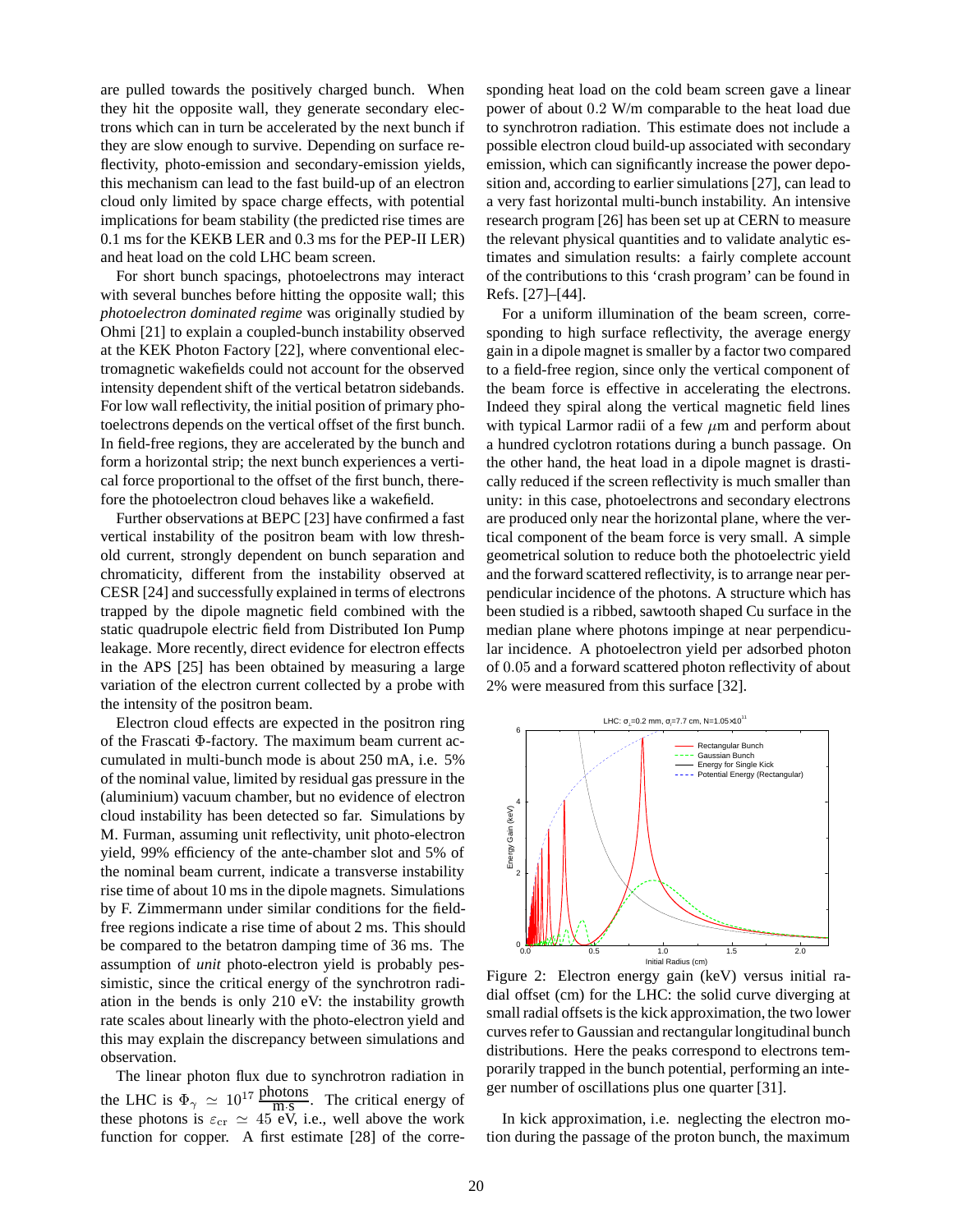are pulled towards the positively charged bunch. When they hit the opposite wall, they generate secondary electrons which can in turn be accelerated by the next bunch if they are slow enough to survive. Depending on surface reflectivity, photo-emission and secondary-emission yields, this mechanism can lead to the fast build-up of an electron cloud only limited by space charge effects, with potential implications for beam stability (the predicted rise times are 0.1 ms for the KEKB LER and 0.3 ms for the PEP-II LER) and heat load on the cold LHC beam screen.

For short bunch spacings, photoelectrons may interact with several bunches before hitting the opposite wall; this *photoelectron dominated regime* was originally studied by Ohmi [21] to explain a coupled-bunch instability observed at the KEK Photon Factory [22], where conventional electromagnetic wakefields could not account for the observed intensity dependent shift of the vertical betatron sidebands. For low wall reflectivity, the initial position of primary photoelectrons depends on the vertical offset of the first bunch. In field-free regions, they are accelerated by the bunch and form a horizontal strip; the next bunch experiences a vertical force proportional to the offset of the first bunch, therefore the photoelectron cloud behaves like a wakefield.

Further observations at BEPC [23] have confirmed a fast vertical instability of the positron beam with low threshold current, strongly dependent on bunch separation and chromaticity, different from the instability observed at CESR [24] and successfully explained in terms of electrons trapped by the dipole magnetic field combined with the static quadrupole electric field from Distributed Ion Pump leakage. More recently, direct evidence for electron effects in the APS [25] has been obtained by measuring a large variation of the electron current collected by a probe with the intensity of the positron beam.

Electron cloud effects are expected in the positron ring of the Frascati Φ-factory. The maximum beam current accumulated in multi-bunch mode is about 250 mA, i.e. 5% of the nominal value, limited by residual gas pressure in the (aluminium) vacuum chamber, but no evidence of electron cloud instability has been detected so far. Simulations by M. Furman, assuming unit reflectivity, unit photo-electron yield, 99% efficiency of the ante-chamber slot and 5% of the nominal beam current, indicate a transverse instability rise time of about 10 ms in the dipole magnets. Simulations by F. Zimmermann under similar conditions for the field-free regions indicate a rise time of about 2 ms. This should be compared to the betatron damping time of 36 ms. The assumption of *unit* photo-electron yield is probably pessimistic, since the critical energy of the synchrotron radiation in the bends is only 210 eV: the instability growth rate scales about linearly with the photo-electron yield and this may explain the discrepancy between simulations and observation.

The linear photon flux due to synchrotron radiation in the LHC is $\Phi_\gamma \simeq 10^{17} \frac{\text{photons}}{\text{m}\cdot\text{s}}$. The critical energy of these photons is $\varepsilon_{\text{cr}} \simeq 45$ eV, i.e., well above the work function for copper. A first estimate [28] of the corresponding heat load on the cold beam screen gave a linear power of about $0.2$ W/m comparable to the heat load due to synchrotron radiation. This estimate does not include a possible electron cloud build-up associated with secondary emission, which can significantly increase the power deposition and, according to earlier simulations [27], can lead to a very fast horizontal multi-bunch instability. An intensive research program [26] has been set up at CERN to measure the relevant physical quantities and to validate analytic estimates and simulation results: a fairly complete account of the contributions to this 'crash program' can be found in Refs. [27]–[44].

For a uniform illumination of the beam screen, corresponding to high surface reflectivity, the average energy gain in a dipole magnet is smaller by a factor two compared to a field-free region, since only the vertical component of the beam force is effective in accelerating the electrons. Indeed they spiral along the vertical magnetic field lines with typical Larmor radii of a few $\mu$m and perform about a hundred cyclotron rotations during a bunch passage. On the other hand, the heat load in a dipole magnet is drastically reduced if the screen reflectivity is much smaller than unity: in this case, photoelectrons and secondary electrons are produced only near the horizontal plane, where the vertical component of the beam force is very small. A simple geometrical solution to reduce both the photoelectric yield and the forward scattered reflectivity, is to arrange near perpendicular incidence of the photons. A structure which has been studied is a ribbed, sawtooth shaped Cu surface in the median plane where photons impinge at near perpendicular incidence. A photoelectron yield per adsorbed photon of $0.05$ and a forward scattered photon reflectivity of about 2% were measured from this surface [32].

Figure 2: Electron energy gain (keV) versus initial radial offset (cm) for the LHC: the solid curve diverging at small radial offsets is the kick approximation, the two lower curves refer to Gaussian and rectangular longitudinal bunch distributions. Here the peaks correspond to electrons temporarily trapped in the bunch potential, performing an integer number of oscillations plus one quarter [31].

In kick approximation, i.e. neglecting the electron motion during the passage of the proton bunch, the maximum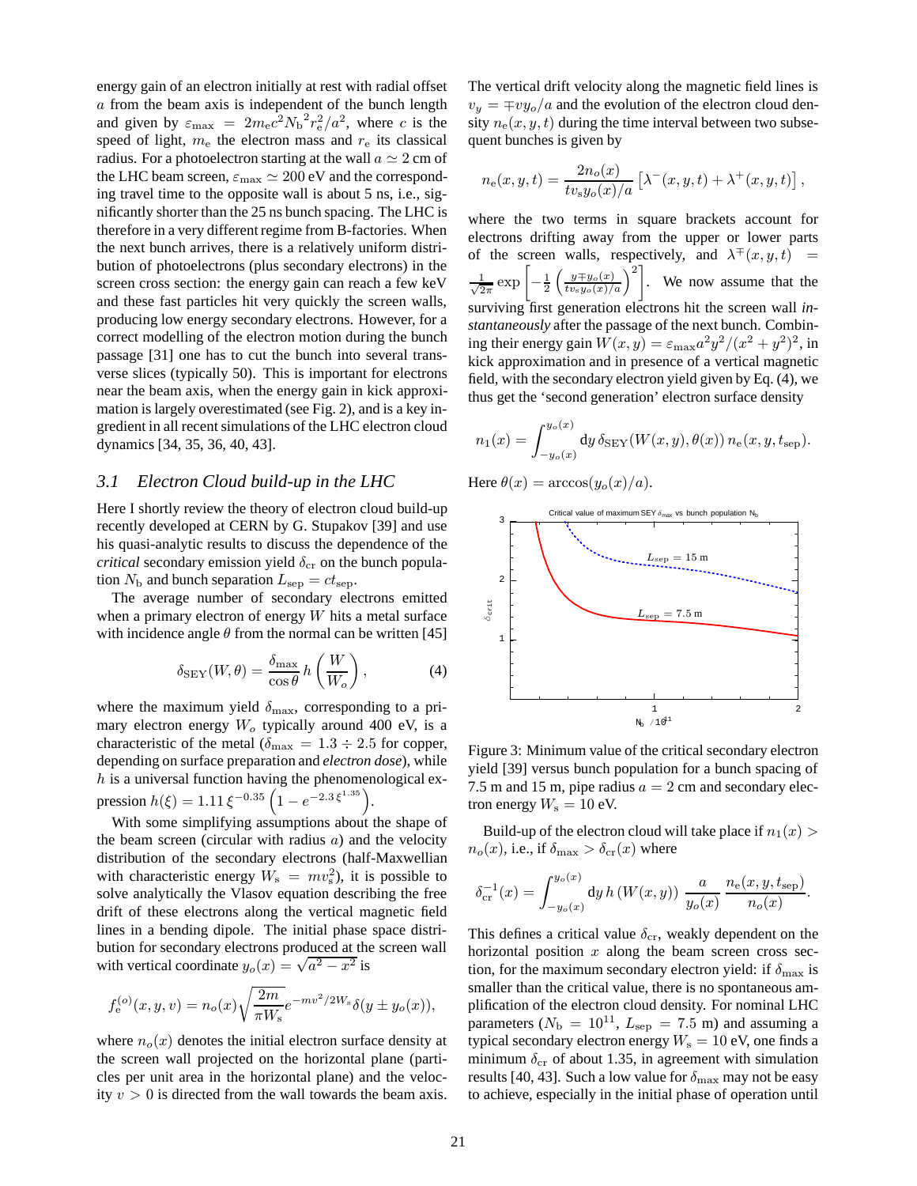energy gain of an electron initially at rest with radial offset $a$ from the beam axis is independent of the bunch length and given by $\varepsilon_{\max} = 2m_e c^2 N_b{}^2 r_e^2/a^2$, where $c$ is the speed of light, $m_e$ the electron mass and $r_e$ its classical radius. For a photoelectron starting at the wall $a \simeq 2$ cm of the LHC beam screen, $\varepsilon_{\max} \simeq 200$ eV and the corresponding travel time to the opposite wall is about 5 ns, i.e., significantly shorter than the 25 ns bunch spacing. The LHC is therefore in a very different regime from B-factories. When the next bunch arrives, there is a relatively uniform distribution of photoelectrons (plus secondary electrons) in the screen cross section: the energy gain can reach a few keV and these fast particles hit very quickly the screen walls, producing low energy secondary electrons. However, for a correct modelling of the electron motion during the bunch passage [31] one has to cut the bunch into several transverse slices (typically 50). This is important for electrons near the beam axis, when the energy gain in kick approximation is largely overestimated (see Fig. 2), and is a key ingredient in all recent simulations of the LHC electron cloud dynamics [34, 35, 36, 40, 43].

### 3.1 Electron Cloud build-up in the LHC

Here I shortly review the theory of electron cloud build-up recently developed at CERN by G. Stupakov [39] and use his quasi-analytic results to discuss the dependence of the *critical* secondary emission yield $\delta_{cr}$ on the bunch population $N_b$ and bunch separation $L_{sep} = ct_{sep}$.

The average number of secondary electrons emitted when a primary electron of energy $W$ hits a metal surface with incidence angle $\theta$ from the normal can be written [45]

$$\delta_{SEY}(W,\theta) = \frac{\delta_{\max}}{\cos\theta}\, h\left(\frac{W}{W_o}\right), \tag{4}$$

where the maximum yield $\delta_{\max}$, corresponding to a primary electron energy $W_o$ typically around 400 eV, is a characteristic of the metal ($\delta_{\max} = 1.3 \div 2.5$ for copper, depending on surface preparation and *electron dose*), while $h$ is a universal function having the phenomenological expression $h(\xi) = 1.11\,\xi^{-0.35}\left(1 - e^{-2.3\,\xi^{1.35}}\right)$.

With some simplifying assumptions about the shape of the beam screen (circular with radius $a$) and the velocity distribution of the secondary electrons (half-Maxwellian with characteristic energy $W_s = mv_s^2$), it is possible to solve analytically the Vlasov equation describing the free drift of these electrons along the vertical magnetic field lines in a bending dipole. The initial phase space distribution for secondary electrons produced at the screen wall with vertical coordinate $y_o(x) = \sqrt{a^2 - x^2}$ is

$$f_e^{(o)}(x,y,v) = n_o(x)\sqrt{\frac{2m}{\pi W_s}}\, e^{-mv^2/2W_s}\,\delta(y \pm y_o(x)),$$

where $n_o(x)$ denotes the initial electron surface density at the screen wall projected on the horizontal plane (particles per unit area in the horizontal plane) and the velocity $v > 0$ is directed from the wall towards the beam axis. The vertical drift velocity along the magnetic field lines is $v_y = \mp v y_o/a$ and the evolution of the electron cloud density $n_e(x,y,t)$ during the time interval between two subsequent bunches is given by

$$n_e(x,y,t) = \frac{2n_o(x)}{tv_s y_o(x)/a}\left[\lambda^-(x,y,t) + \lambda^+(x,y,t)\right],$$

where the two terms in square brackets account for electrons drifting away from the upper or lower parts of the screen walls, respectively, and $\lambda^{\mp}(x,y,t) = \frac{1}{\sqrt{2\pi}}\exp\left[-\frac{1}{2}\left(\frac{y \mp y_o(x)}{tv_s y_o(x)/a}\right)^2\right]$. We now assume that the surviving first generation electrons hit the screen wall *instantaneously* after the passage of the next bunch. Combining their energy gain $W(x,y) = \varepsilon_{\max} a^2 y^2/(x^2+y^2)^2$, in kick approximation and in presence of a vertical magnetic field, with the secondary electron yield given by Eq. (4), we thus get the 'second generation' electron surface density

$$n_1(x) = \int_{-y_o(x)}^{y_o(x)} \mathrm{d}y\, \delta_{SEY}(W(x,y),\theta(x))\, n_e(x,y,t_{sep}).$$

Here $\theta(x) = \arccos(y_o(x)/a)$.

Figure 3: Minimum value of the critical secondary electron yield [39] versus bunch population for a bunch spacing of 7.5 m and 15 m, pipe radius $a = 2$ cm and secondary electron energy $W_s = 10$ eV.

Build-up of the electron cloud will take place if $n_1(x) > n_o(x)$, i.e., if $\delta_{\max} > \delta_{cr}(x)$ where

$$\delta_{cr}^{-1}(x) = \int_{-y_o(x)}^{y_o(x)} \mathrm{d}y\, h\left(W(x,y)\right)\, \frac{a}{y_o(x)}\, \frac{n_e(x,y,t_{sep})}{n_o(x)}.$$

This defines a critical value $\delta_{cr}$, weakly dependent on the horizontal position $x$ along the beam screen cross section, for the maximum secondary electron yield: if $\delta_{\max}$ is smaller than the critical value, there is no spontaneous amplification of the electron cloud density. For nominal LHC parameters ($N_b = 10^{11}$, $L_{sep} = 7.5$ m) and assuming a typical secondary electron energy $W_s = 10$ eV, one finds a minimum $\delta_{cr}$ of about 1.35, in agreement with simulation results [40, 43]. Such a low value for $\delta_{\max}$ may not be easy to achieve, especially in the initial phase of operation until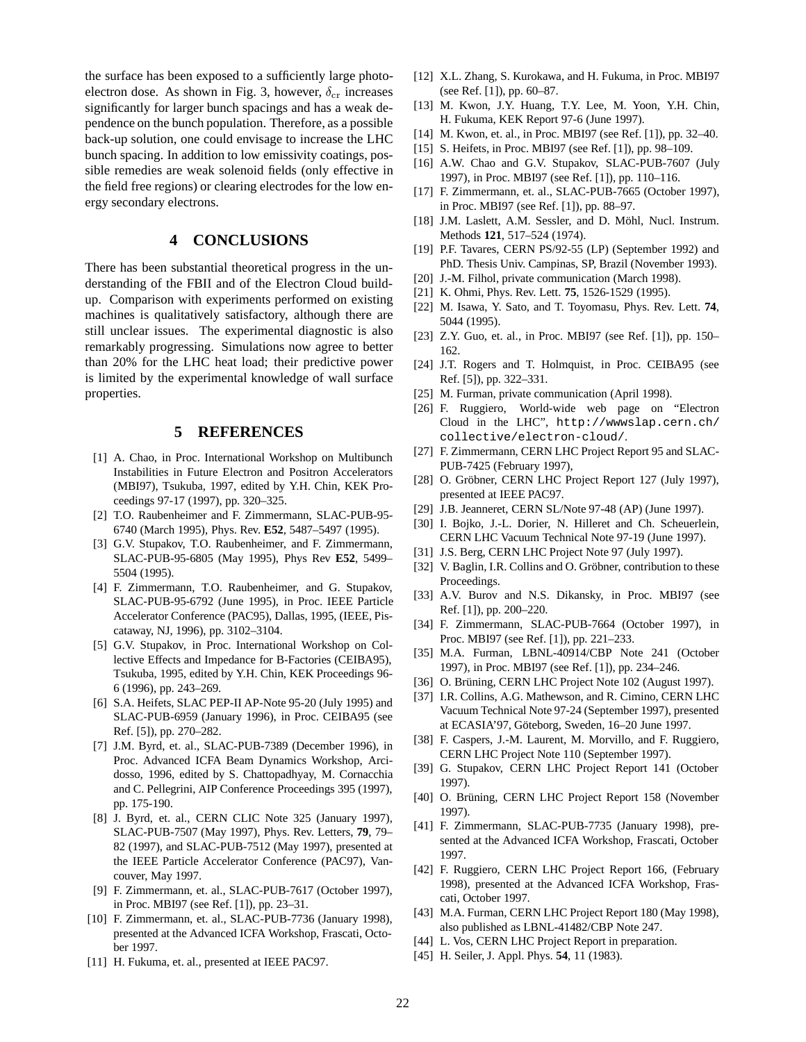the surface has been exposed to a sufficiently large photo-electron dose. As shown in Fig. 3, however, $\delta_{\rm cr}$ increases significantly for larger bunch spacings and has a weak dependence on the bunch population. Therefore, as a possible back-up solution, one could envisage to increase the LHC bunch spacing. In addition to low emissivity coatings, possible remedies are weak solenoid fields (only effective in the field free regions) or clearing electrodes for the low energy secondary electrons.

## 4 CONCLUSIONS

There has been substantial theoretical progress in the understanding of the FBII and of the Electron Cloud build-up. Comparison with experiments performed on existing machines is qualitatively satisfactory, although there are still unclear issues. The experimental diagnostic is also remarkably progressing. Simulations now agree to better than 20% for the LHC heat load; their predictive power is limited by the experimental knowledge of wall surface properties.

## 5 REFERENCES

[1] A. Chao, in Proc. International Workshop on Multibunch Instabilities in Future Electron and Positron Accelerators (MBI97), Tsukuba, 1997, edited by Y.H. Chin, KEK Proceedings 97-17 (1997), pp. 320–325.

[2] T.O. Raubenheimer and F. Zimmermann, SLAC-PUB-95-6740 (March 1995), Phys. Rev. **E52**, 5487–5497 (1995).

[3] G.V. Stupakov, T.O. Raubenheimer, and F. Zimmermann, SLAC-PUB-95-6805 (May 1995), Phys Rev **E52**, 5499–5504 (1995).

[4] F. Zimmermann, T.O. Raubenheimer, and G. Stupakov, SLAC-PUB-95-6792 (June 1995), in Proc. IEEE Particle Accelerator Conference (PAC95), Dallas, 1995, (IEEE, Piscataway, NJ, 1996), pp. 3102–3104.

[5] G.V. Stupakov, in Proc. International Workshop on Collective Effects and Impedance for B-Factories (CEIBA95), Tsukuba, 1995, edited by Y.H. Chin, KEK Proceedings 96-6 (1996), pp. 243–269.

[6] S.A. Heifets, SLAC PEP-II AP-Note 95-20 (July 1995) and SLAC-PUB-6959 (January 1996), in Proc. CEIBA95 (see Ref. [5]), pp. 270–282.

[7] J.M. Byrd, et. al., SLAC-PUB-7389 (December 1996), in Proc. Advanced ICFA Beam Dynamics Workshop, Arcidosso, 1996, edited by S. Chattopadhyay, M. Cornacchia and C. Pellegrini, AIP Conference Proceedings 395 (1997), pp. 175-190.

[8] J. Byrd, et. al., CERN CLIC Note 325 (January 1997), SLAC-PUB-7507 (May 1997), Phys. Rev. Letters, **79**, 79–82 (1997), and SLAC-PUB-7512 (May 1997), presented at the IEEE Particle Accelerator Conference (PAC97), Vancouver, May 1997.

[9] F. Zimmermann, et. al., SLAC-PUB-7617 (October 1997), in Proc. MBI97 (see Ref. [1]), pp. 23–31.

[10] F. Zimmermann, et. al., SLAC-PUB-7736 (January 1998), presented at the Advanced ICFA Workshop, Frascati, October 1997.

[11] H. Fukuma, et. al., presented at IEEE PAC97.

[12] X.L. Zhang, S. Kurokawa, and H. Fukuma, in Proc. MBI97 (see Ref. [1]), pp. 60–87.

[13] M. Kwon, J.Y. Huang, T.Y. Lee, M. Yoon, Y.H. Chin, H. Fukuma, KEK Report 97-6 (June 1997).

[14] M. Kwon, et. al., in Proc. MBI97 (see Ref. [1]), pp. 32–40.

[15] S. Heifets, in Proc. MBI97 (see Ref. [1]), pp. 98–109.

[16] A.W. Chao and G.V. Stupakov, SLAC-PUB-7607 (July 1997), in Proc. MBI97 (see Ref. [1]), pp. 110–116.

[17] F. Zimmermann, et. al., SLAC-PUB-7665 (October 1997), in Proc. MBI97 (see Ref. [1]), pp. 88–97.

[18] J.M. Laslett, A.M. Sessler, and D. Möhl, Nucl. Instrum. Methods **121**, 517–524 (1974).

[19] P.F. Tavares, CERN PS/92-55 (LP) (September 1992) and PhD. Thesis Univ. Campinas, SP, Brazil (November 1993).

[20] J.-M. Filhol, private communication (March 1998).

[21] K. Ohmi, Phys. Rev. Lett. **75**, 1526-1529 (1995).

[22] M. Isawa, Y. Sato, and T. Toyomasu, Phys. Rev. Lett. **74**, 5044 (1995).

[23] Z.Y. Guo, et. al., in Proc. MBI97 (see Ref. [1]), pp. 150–162.

[24] J.T. Rogers and T. Holmquist, in Proc. CEIBA95 (see Ref. [5]), pp. 322–331.

[25] M. Furman, private communication (April 1998).

[26] F. Ruggiero, World-wide web page on "Electron Cloud in the LHC", `http://wwwslap.cern.ch/collective/electron-cloud/`.

[27] F. Zimmermann, CERN LHC Project Report 95 and SLAC-PUB-7425 (February 1997),

[28] O. Gröbner, CERN LHC Project Report 127 (July 1997), presented at IEEE PAC97.

[29] J.B. Jeanneret, CERN SL/Note 97-48 (AP) (June 1997).

[30] I. Bojko, J.-L. Dorier, N. Hilleret and Ch. Scheuerlein, CERN LHC Vacuum Technical Note 97-19 (June 1997).

[31] J.S. Berg, CERN LHC Project Note 97 (July 1997).

[32] V. Baglin, I.R. Collins and O. Gröbner, contribution to these Proceedings.

[33] A.V. Burov and N.S. Dikansky, in Proc. MBI97 (see Ref. [1]), pp. 200–220.

[34] F. Zimmermann, SLAC-PUB-7664 (October 1997), in Proc. MBI97 (see Ref. [1]), pp. 221–233.

[35] M.A. Furman, LBNL-40914/CBP Note 241 (October 1997), in Proc. MBI97 (see Ref. [1]), pp. 234–246.

[36] O. Brüning, CERN LHC Project Note 102 (August 1997).

[37] I.R. Collins, A.G. Mathewson, and R. Cimino, CERN LHC Vacuum Technical Note 97-24 (September 1997), presented at ECASIA'97, Göteborg, Sweden, 16–20 June 1997.

[38] F. Caspers, J.-M. Laurent, M. Morvillo, and F. Ruggiero, CERN LHC Project Note 110 (September 1997).

[39] G. Stupakov, CERN LHC Project Report 141 (October 1997).

[40] O. Brüning, CERN LHC Project Report 158 (November 1997).

[41] F. Zimmermann, SLAC-PUB-7735 (January 1998), presented at the Advanced ICFA Workshop, Frascati, October 1997.

[42] F. Ruggiero, CERN LHC Project Report 166, (February 1998), presented at the Advanced ICFA Workshop, Frascati, October 1997.

[43] M.A. Furman, CERN LHC Project Report 180 (May 1998), also published as LBNL-41482/CBP Note 247.

[44] L. Vos, CERN LHC Project Report in preparation.

[45] H. Seiler, J. Appl. Phys. **54**, 11 (1983).